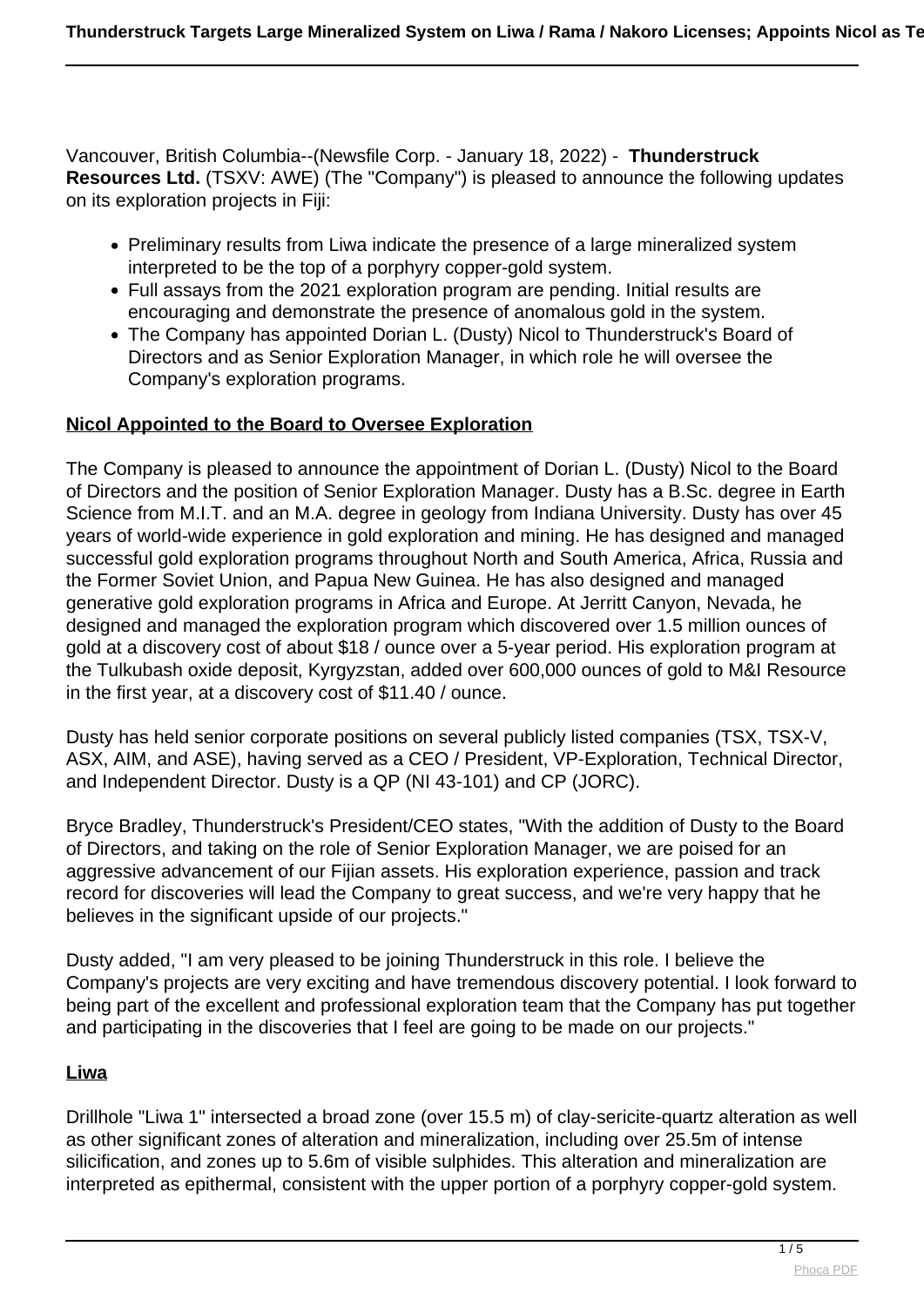Vancouver, British Columbia--(Newsfile Corp. - January 18, 2022) - **Thunderstruck Resources Ltd.** (TSXV: AWE) (The "Company") is pleased to announce the following updates on its exploration projects in Fiji:

- Preliminary results from Liwa indicate the presence of a large mineralized system interpreted to be the top of a porphyry copper-gold system.
- Full assays from the 2021 exploration program are pending. Initial results are encouraging and demonstrate the presence of anomalous gold in the system.
- The Company has appointed Dorian L. (Dusty) Nicol to Thunderstruck's Board of Directors and as Senior Exploration Manager, in which role he will oversee the Company's exploration programs.

## Nicol Appointed to the Board to Oversee Exploration

The Company is pleased to announce the appointment of Dorian L. (Dusty) Nicol to the Board of Directors and the position of Senior Exploration Manager. Dusty has a B.Sc. degree in Earth Science from M.I.T. and an M.A. degree in geology from Indiana University. Dusty has over 45 years of world-wide experience in gold exploration and mining. He has designed and managed successful gold exploration programs throughout North and South America, Africa, Russia and the Former Soviet Union, and Papua New Guinea. He has also designed and managed generative gold exploration programs in Africa and Europe. At Jerritt Canyon, Nevada, he designed and managed the exploration program which discovered over 1.5 million ounces of gold at a discovery cost of about $18 / ounce over a 5-year period. His exploration program at the Tulkubash oxide deposit, Kyrgyzstan, added over 600,000 ounces of gold to M&I Resource in the first year, at a discovery cost of $11.40 / ounce.

Dusty has held senior corporate positions on several publicly listed companies (TSX, TSX-V, ASX, AIM, and ASE), having served as a CEO / President, VP-Exploration, Technical Director, and Independent Director. Dusty is a QP (NI 43-101) and CP (JORC).

Bryce Bradley, Thunderstruck's President/CEO states, "With the addition of Dusty to the Board of Directors, and taking on the role of Senior Exploration Manager, we are poised for an aggressive advancement of our Fijian assets. His exploration experience, passion and track record for discoveries will lead the Company to great success, and we're very happy that he believes in the significant upside of our projects."

Dusty added, "I am very pleased to be joining Thunderstruck in this role. I believe the Company's projects are very exciting and have tremendous discovery potential. I look forward to being part of the excellent and professional exploration team that the Company has put together and participating in the discoveries that I feel are going to be made on our projects."

## Liwa

Drillhole "Liwa 1" intersected a broad zone (over 15.5 m) of clay-sericite-quartz alteration as well as other significant zones of alteration and mineralization, including over 25.5m of intense silicification, and zones up to 5.6m of visible sulphides. This alteration and mineralization are interpreted as epithermal, consistent with the upper portion of a porphyry copper-gold system.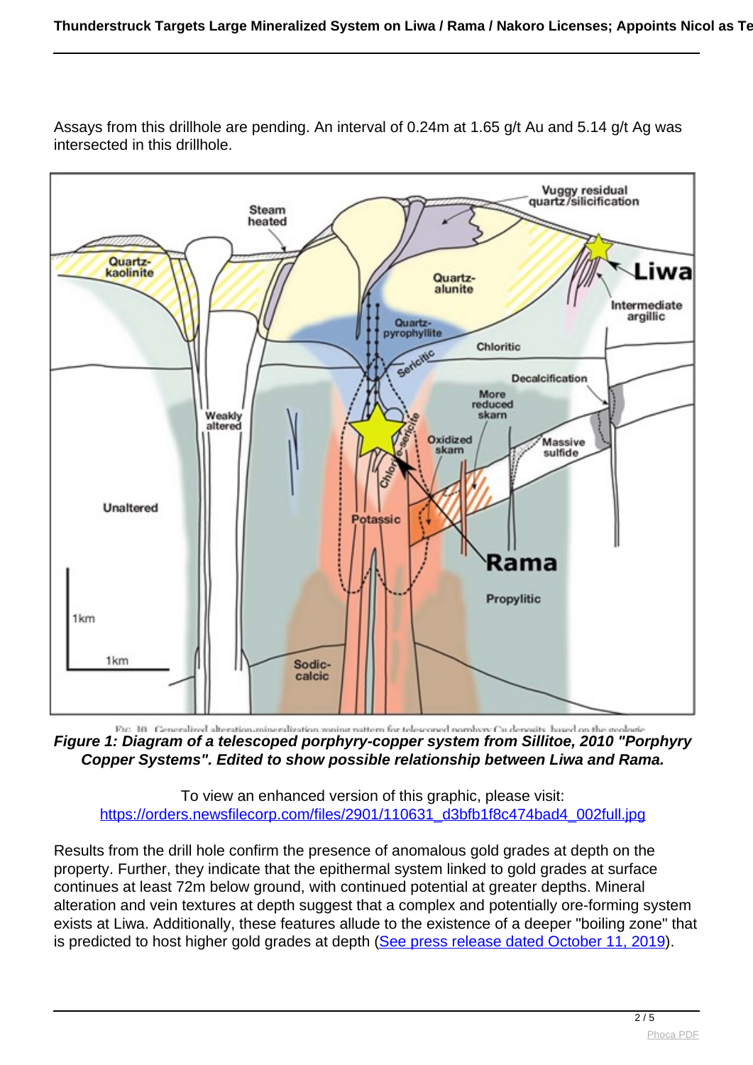Assays from this drillhole are pending. An interval of 0.24m at 1.65 g/t Au and 5.14 g/t Ag was intersected in this drillhole.

**Figure 1: Diagram of a telescoped porphyry-copper system from Sillitoe, 2010 "Porphyry Copper Systems". Edited to show possible relationship between Liwa and Rama.**

To view an enhanced version of this graphic, please visit:
[https://orders.newsfilecorp.com/files/2901/110631_d3bfb1f8c474bad4_002full.jpg](https://orders.newsfilecorp.com/files/2901/110631_d3bfb1f8c474bad4_002full.jpg)

Results from the drill hole confirm the presence of anomalous gold grades at depth on the property. Further, they indicate that the epithermal system linked to gold grades at surface continues at least 72m below ground, with continued potential at greater depths. Mineral alteration and vein textures at depth suggest that a complex and potentially ore-forming system exists at Liwa. Additionally, these features allude to the existence of a deeper "boiling zone" that is predicted to host higher gold grades at depth (See press release dated October 11, 2019).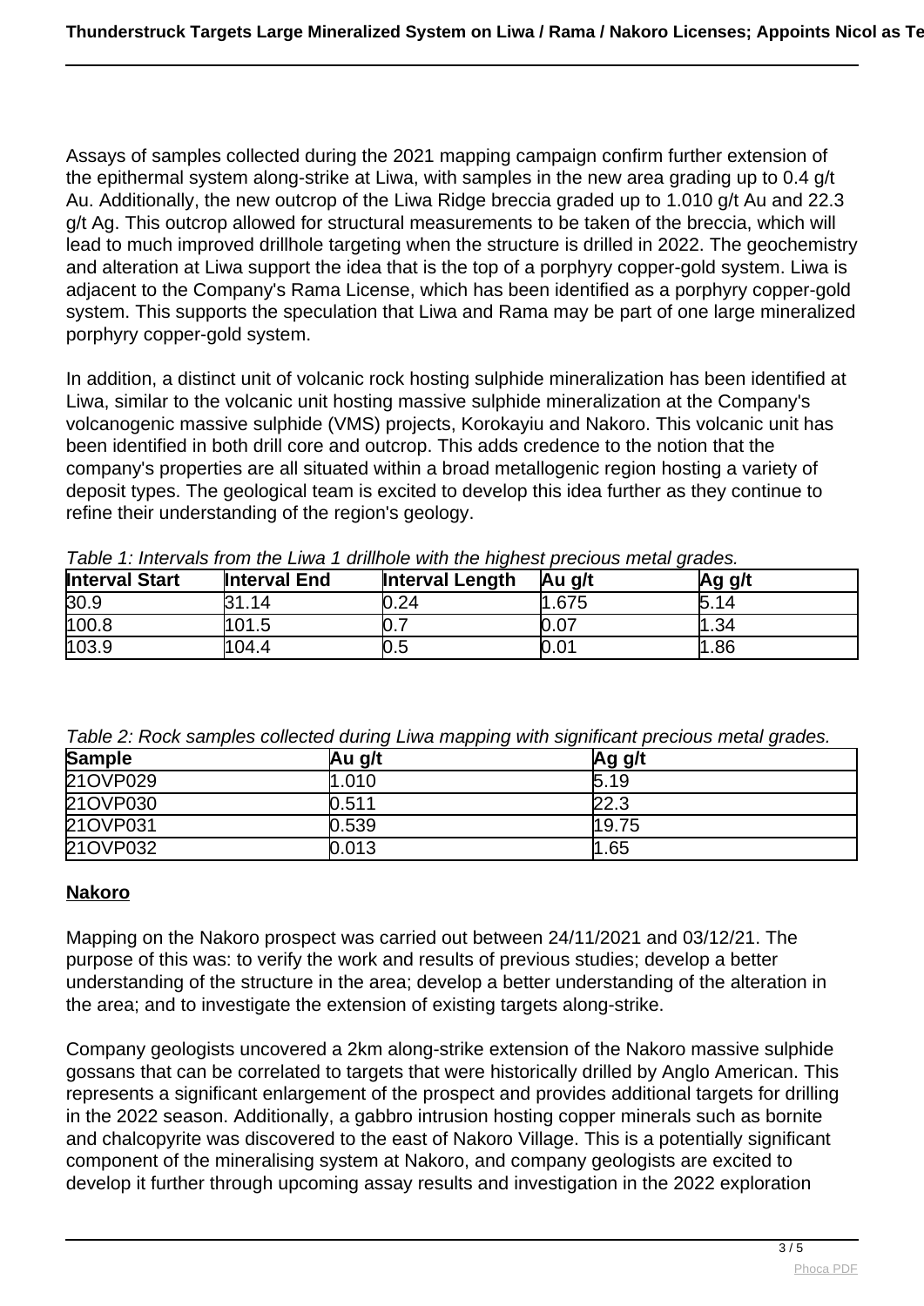Assays of samples collected during the 2021 mapping campaign confirm further extension of the epithermal system along-strike at Liwa, with samples in the new area grading up to 0.4 g/t Au. Additionally, the new outcrop of the Liwa Ridge breccia graded up to 1.010 g/t Au and 22.3 g/t Ag. This outcrop allowed for structural measurements to be taken of the breccia, which will lead to much improved drillhole targeting when the structure is drilled in 2022. The geochemistry and alteration at Liwa support the idea that is the top of a porphyry copper-gold system. Liwa is adjacent to the Company's Rama License, which has been identified as a porphyry copper-gold system. This supports the speculation that Liwa and Rama may be part of one large mineralized porphyry copper-gold system.

In addition, a distinct unit of volcanic rock hosting sulphide mineralization has been identified at Liwa, similar to the volcanic unit hosting massive sulphide mineralization at the Company's volcanogenic massive sulphide (VMS) projects, Korokayiu and Nakoro. This volcanic unit has been identified in both drill core and outcrop. This adds credence to the notion that the company's properties are all situated within a broad metallogenic region hosting a variety of deposit types. The geological team is excited to develop this idea further as they continue to refine their understanding of the region's geology.

*Table 1: Intervals from the Liwa 1 drillhole with the highest precious metal grades.*

| Interval Start | Interval End | Interval Length | Au g/t | Ag g/t |
|---|---|---|---|---|
| 30.9 | 31.14 | 0.24 | 1.675 | 5.14 |
| 100.8 | 101.5 | 0.7 | 0.07 | 1.34 |
| 103.9 | 104.4 | 0.5 | 0.01 | 1.86 |

*Table 2: Rock samples collected during Liwa mapping with significant precious metal grades.*

| Sample | Au g/t | Ag g/t |
|---|---|---|
| 21OVP029 | 1.010 | 5.19 |
| 21OVP030 | 0.511 | 22.3 |
| 21OVP031 | 0.539 | 19.75 |
| 21OVP032 | 0.013 | 1.65 |

**Nakoro**

Mapping on the Nakoro prospect was carried out between 24/11/2021 and 03/12/21. The purpose of this was: to verify the work and results of previous studies; develop a better understanding of the structure in the area; develop a better understanding of the alteration in the area; and to investigate the extension of existing targets along-strike.

Company geologists uncovered a 2km along-strike extension of the Nakoro massive sulphide gossans that can be correlated to targets that were historically drilled by Anglo American. This represents a significant enlargement of the prospect and provides additional targets for drilling in the 2022 season. Additionally, a gabbro intrusion hosting copper minerals such as bornite and chalcopyrite was discovered to the east of Nakoro Village. This is a potentially significant component of the mineralising system at Nakoro, and company geologists are excited to develop it further through upcoming assay results and investigation in the 2022 exploration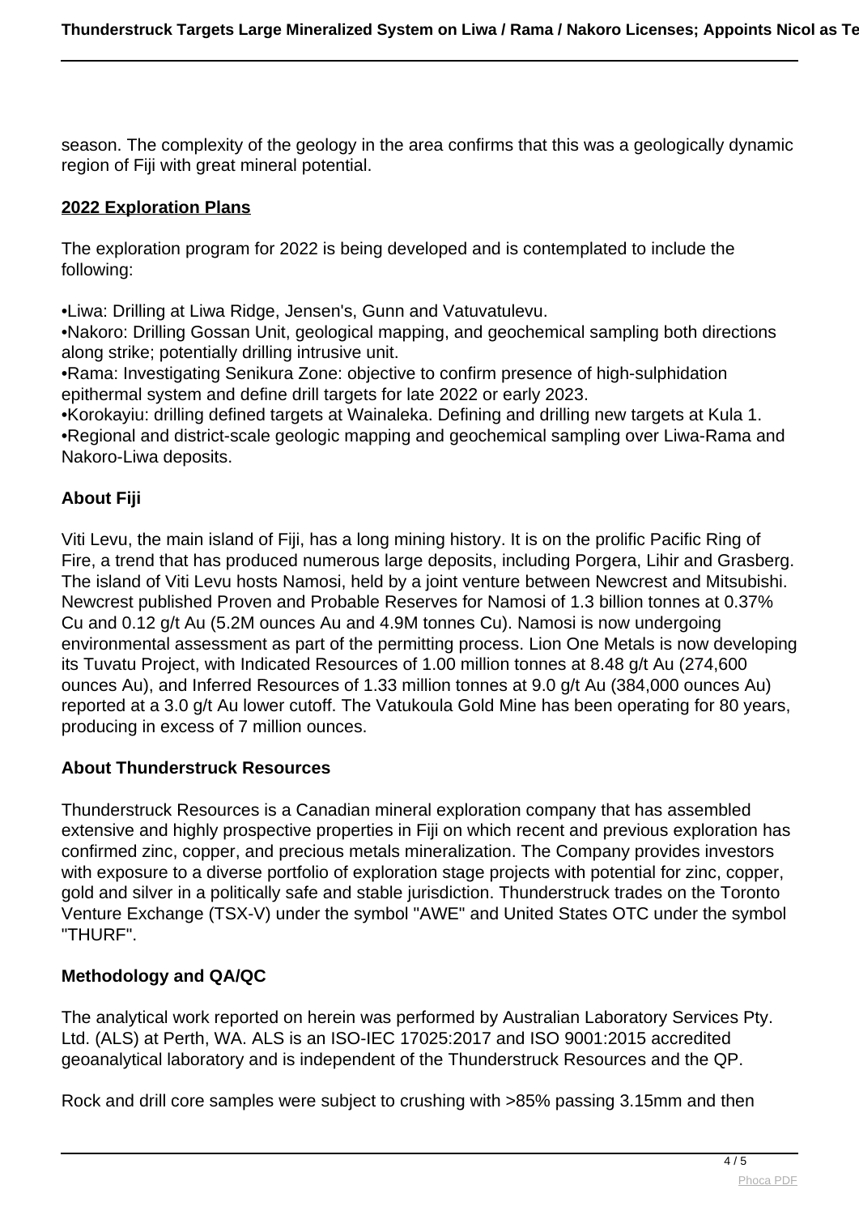season. The complexity of the geology in the area confirms that this was a geologically dynamic region of Fiji with great mineral potential.

**2022 Exploration Plans**

The exploration program for 2022 is being developed and is contemplated to include the following:

•Liwa: Drilling at Liwa Ridge, Jensen's, Gunn and Vatuvatulevu.
•Nakoro: Drilling Gossan Unit, geological mapping, and geochemical sampling both directions along strike; potentially drilling intrusive unit.
•Rama: Investigating Senikura Zone: objective to confirm presence of high-sulphidation epithermal system and define drill targets for late 2022 or early 2023.
•Korokayiu: drilling defined targets at Wainaleka. Defining and drilling new targets at Kula 1.
•Regional and district-scale geologic mapping and geochemical sampling over Liwa-Rama and Nakoro-Liwa deposits.

**About Fiji**

Viti Levu, the main island of Fiji, has a long mining history. It is on the prolific Pacific Ring of Fire, a trend that has produced numerous large deposits, including Porgera, Lihir and Grasberg. The island of Viti Levu hosts Namosi, held by a joint venture between Newcrest and Mitsubishi. Newcrest published Proven and Probable Reserves for Namosi of 1.3 billion tonnes at 0.37% Cu and 0.12 g/t Au (5.2M ounces Au and 4.9M tonnes Cu). Namosi is now undergoing environmental assessment as part of the permitting process. Lion One Metals is now developing its Tuvatu Project, with Indicated Resources of 1.00 million tonnes at 8.48 g/t Au (274,600 ounces Au), and Inferred Resources of 1.33 million tonnes at 9.0 g/t Au (384,000 ounces Au) reported at a 3.0 g/t Au lower cutoff. The Vatukoula Gold Mine has been operating for 80 years, producing in excess of 7 million ounces.

**About Thunderstruck Resources**

Thunderstruck Resources is a Canadian mineral exploration company that has assembled extensive and highly prospective properties in Fiji on which recent and previous exploration has confirmed zinc, copper, and precious metals mineralization. The Company provides investors with exposure to a diverse portfolio of exploration stage projects with potential for zinc, copper, gold and silver in a politically safe and stable jurisdiction. Thunderstruck trades on the Toronto Venture Exchange (TSX-V) under the symbol "AWE" and United States OTC under the symbol "THURF".

**Methodology and QA/QC**

The analytical work reported on herein was performed by Australian Laboratory Services Pty. Ltd. (ALS) at Perth, WA. ALS is an ISO-IEC 17025:2017 and ISO 9001:2015 accredited geoanalytical laboratory and is independent of the Thunderstruck Resources and the QP.

Rock and drill core samples were subject to crushing with >85% passing 3.15mm and then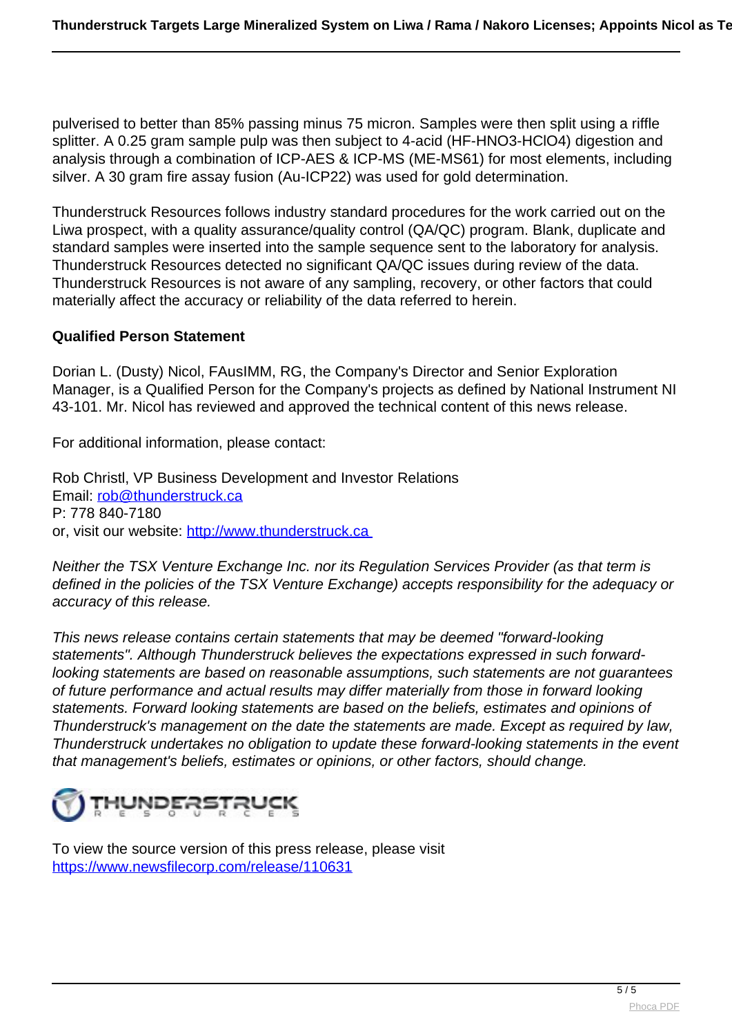pulverised to better than 85% passing minus 75 micron. Samples were then split using a riffle splitter. A 0.25 gram sample pulp was then subject to 4-acid (HF-$HNO_3$-HCl$O_4$) digestion and analysis through a combination of ICP-AES & ICP-MS (ME-MS61) for most elements, including silver. A 30 gram fire assay fusion (Au-ICP22) was used for gold determination.

Thunderstruck Resources follows industry standard procedures for the work carried out on the Liwa prospect, with a quality assurance/quality control (QA/QC) program. Blank, duplicate and standard samples were inserted into the sample sequence sent to the laboratory for analysis. Thunderstruck Resources detected no significant QA/QC issues during review of the data. Thunderstruck Resources is not aware of any sampling, recovery, or other factors that could materially affect the accuracy or reliability of the data referred to herein.

**Qualified Person Statement**

Dorian L. (Dusty) Nicol, FAusIMM, RG, the Company's Director and Senior Exploration Manager, is a Qualified Person for the Company's projects as defined by National Instrument NI 43-101. Mr. Nicol has reviewed and approved the technical content of this news release.

For additional information, please contact:

Rob Christl, VP Business Development and Investor Relations
Email: rob@thunderstruck.ca
P: 778 840-7180
or, visit our website: http://www.thunderstruck.ca

*Neither the TSX Venture Exchange Inc. nor its Regulation Services Provider (as that term is defined in the policies of the TSX Venture Exchange) accepts responsibility for the adequacy or accuracy of this release.*

*This news release contains certain statements that may be deemed "forward-looking statements". Although Thunderstruck believes the expectations expressed in such forward-looking statements are based on reasonable assumptions, such statements are not guarantees of future performance and actual results may differ materially from those in forward looking statements. Forward looking statements are based on the beliefs, estimates and opinions of Thunderstruck's management on the date the statements are made. Except as required by law, Thunderstruck undertakes no obligation to update these forward-looking statements in the event that management's beliefs, estimates or opinions, or other factors, should change.*

THUNDERSTRUCK RESOURCES

To view the source version of this press release, please visit https://www.newsfilecorp.com/release/110631